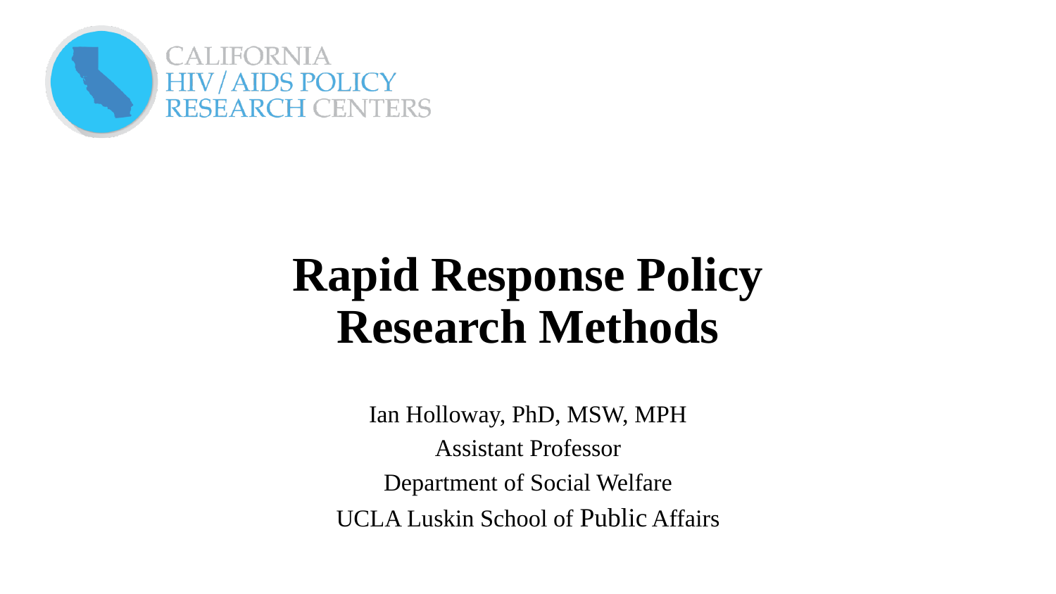CALIFORNIA
HIV / AIDS POLICY
RESEARCH CENTERS

# Rapid Response Policy Research Methods

Ian Holloway, PhD, MSW, MPH

Assistant Professor

Department of Social Welfare

UCLA Luskin School of Public Affairs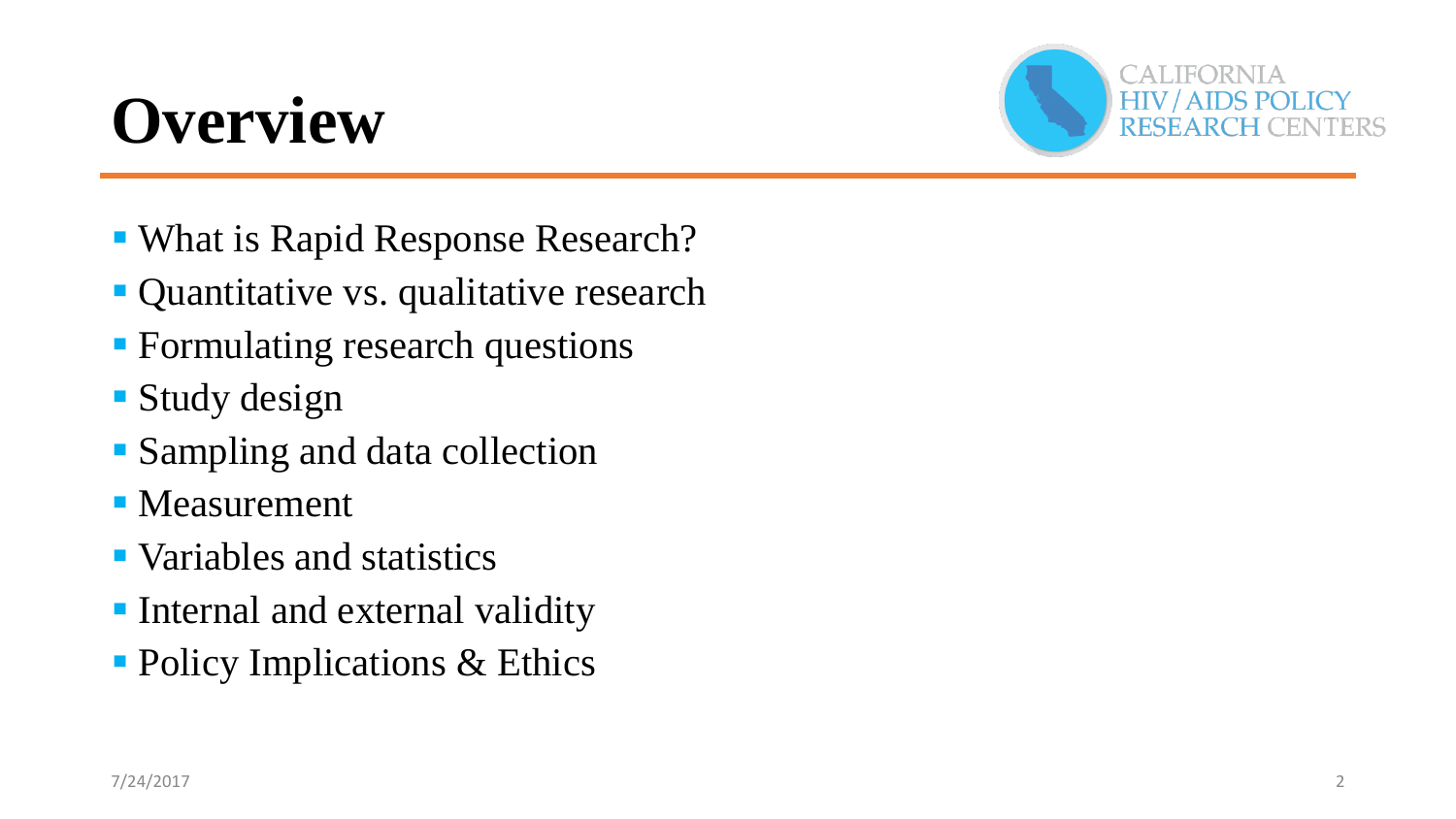# Overview

- What is Rapid Response Research?
- Quantitative vs. qualitative research
- Formulating research questions
- Study design
- Sampling and data collection
- Measurement
- Variables and statistics
- Internal and external validity
- Policy Implications & Ethics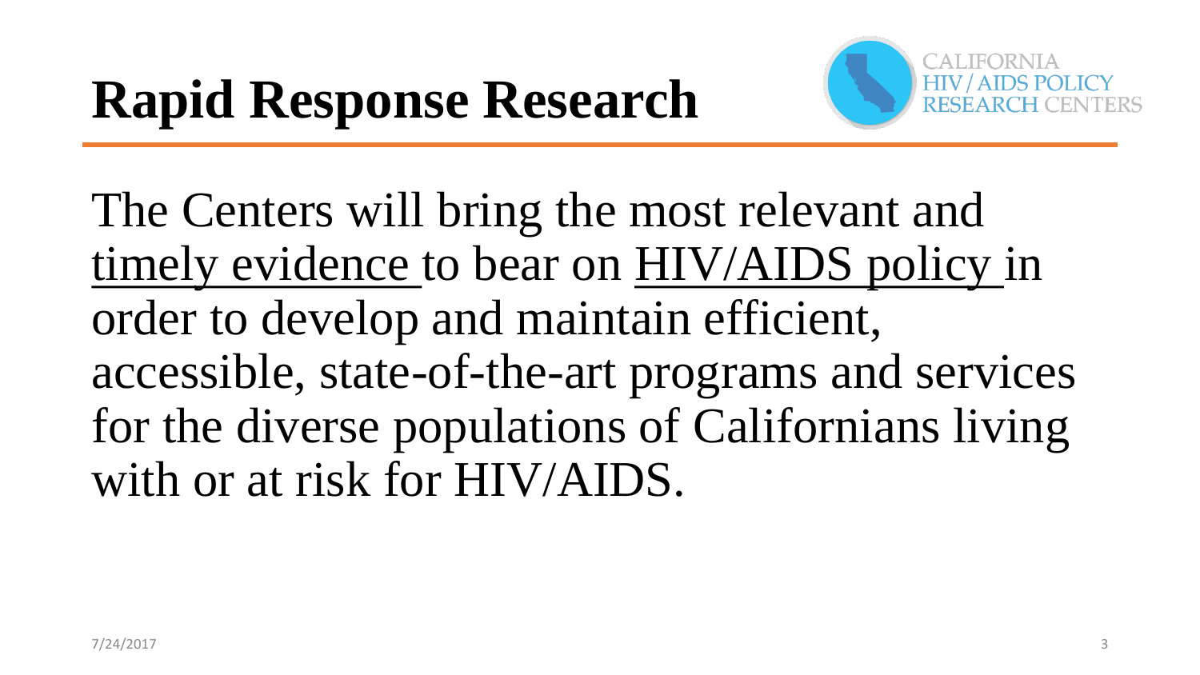# Rapid Response Research

CALIFORNIA HIV / AIDS POLICY RESEARCH CENTERS

The Centers will bring the most relevant and timely evidence to bear on HIV/AIDS policy in order to develop and maintain efficient, accessible, state-of-the-art programs and services for the diverse populations of Californians living with or at risk for HIV/AIDS.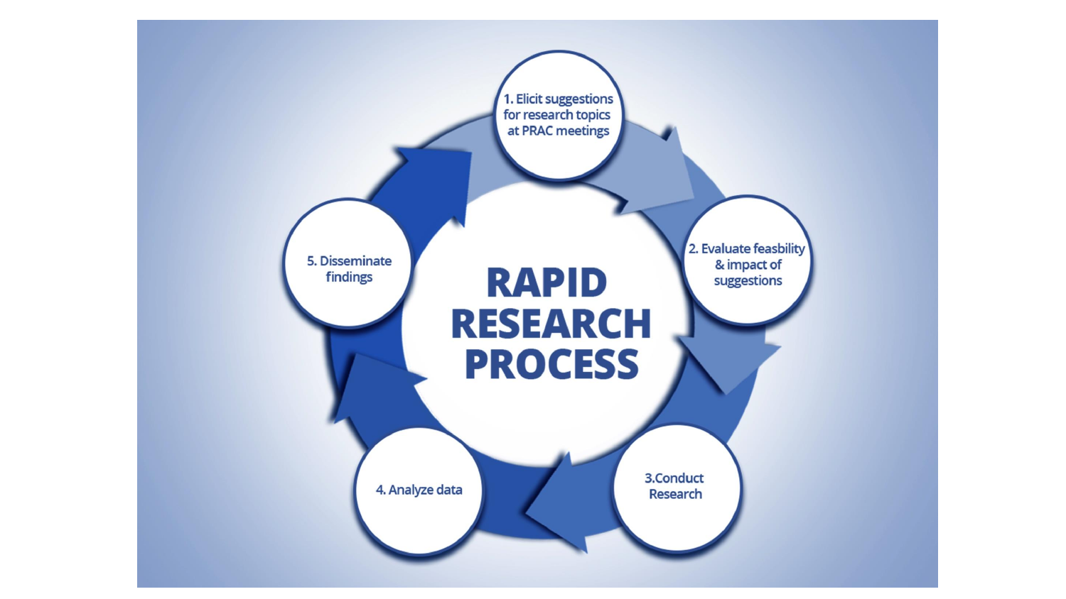# RAPID RESEARCH PROCESS

1. Elicit suggestions for research topics at PRAC meetings
2. Evaluate feasbility & impact of suggestions
3. Conduct Research
4. Analyze data
5. Disseminate findings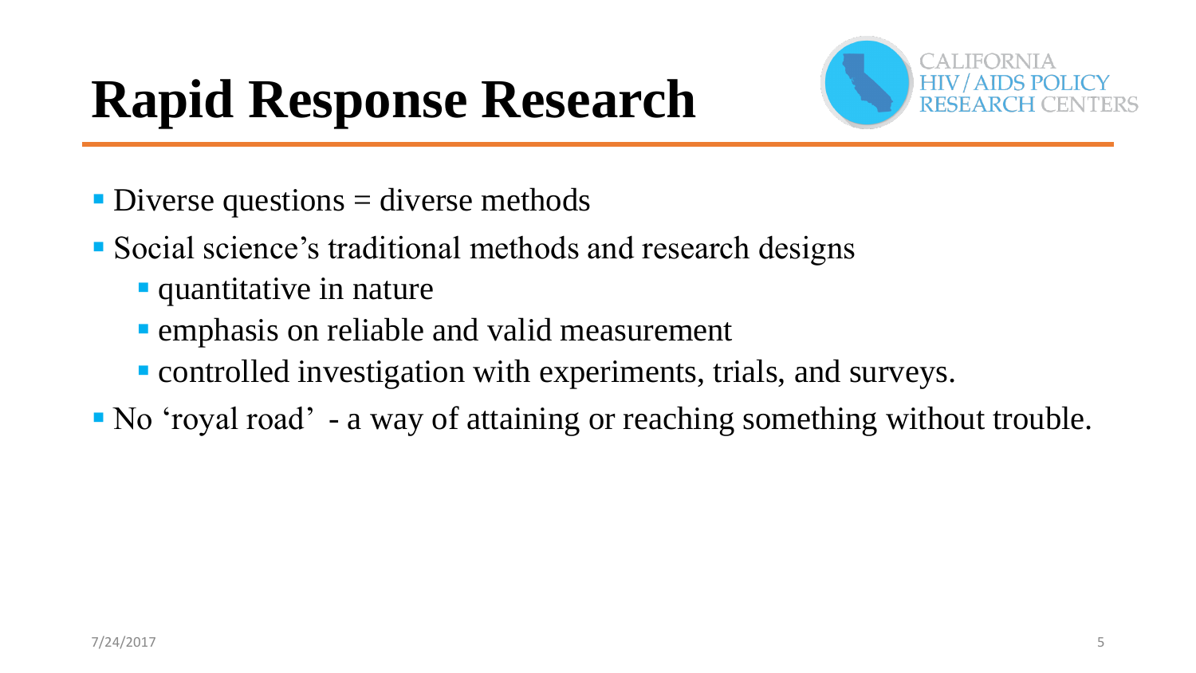# Rapid Response Research

- Diverse questions = diverse methods
- Social science's traditional methods and research designs
  - quantitative in nature
  - emphasis on reliable and valid measurement
  - controlled investigation with experiments, trials, and surveys.
- No 'royal road' - a way of attaining or reaching something without trouble.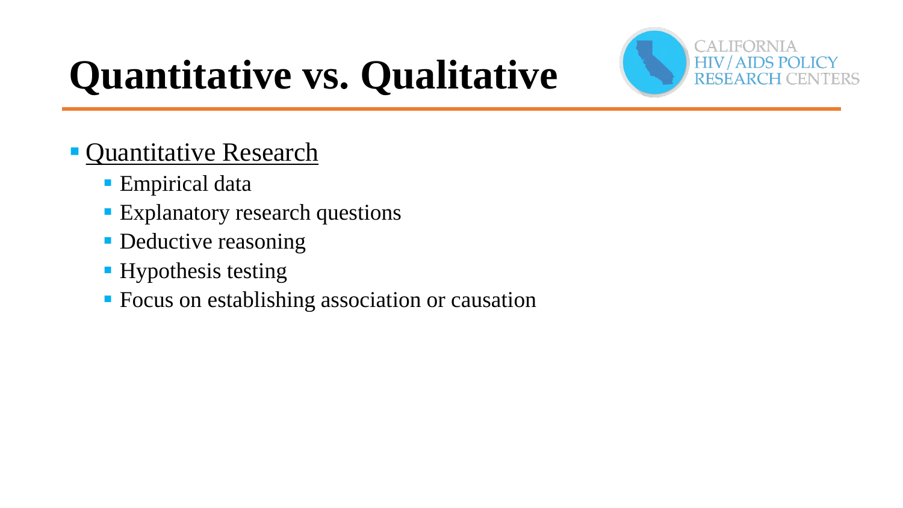# Quantitative vs. Qualitative

- Quantitative Research
  - Empirical data
  - Explanatory research questions
  - Deductive reasoning
  - Hypothesis testing
  - Focus on establishing association or causation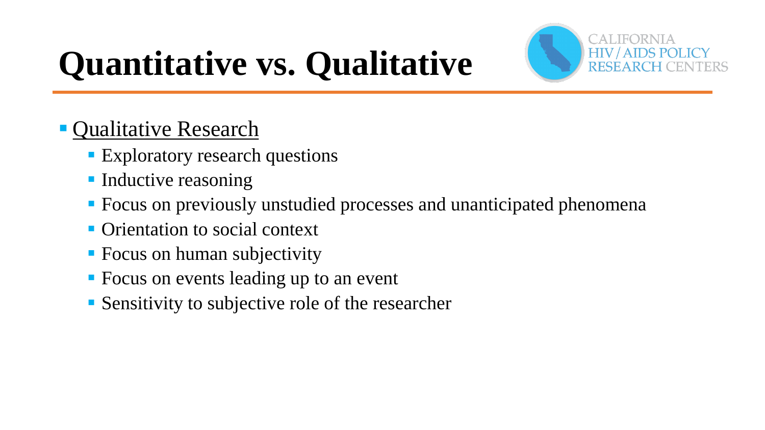# Quantitative vs. Qualitative

- Qualitative Research
  - Exploratory research questions
  - Inductive reasoning
  - Focus on previously unstudied processes and unanticipated phenomena
  - Orientation to social context
  - Focus on human subjectivity
  - Focus on events leading up to an event
  - Sensitivity to subjective role of the researcher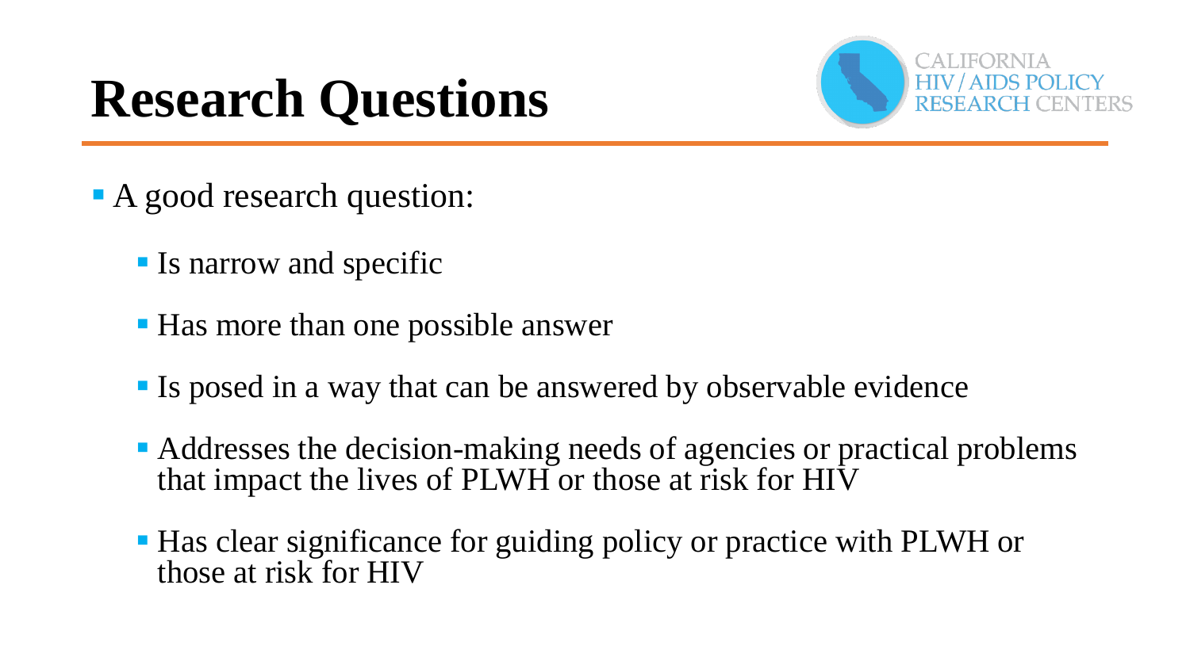# Research Questions

- A good research question:
  - Is narrow and specific
  - Has more than one possible answer
  - Is posed in a way that can be answered by observable evidence
  - Addresses the decision-making needs of agencies or practical problems that impact the lives of PLWH or those at risk for HIV
  - Has clear significance for guiding policy or practice with PLWH or those at risk for HIV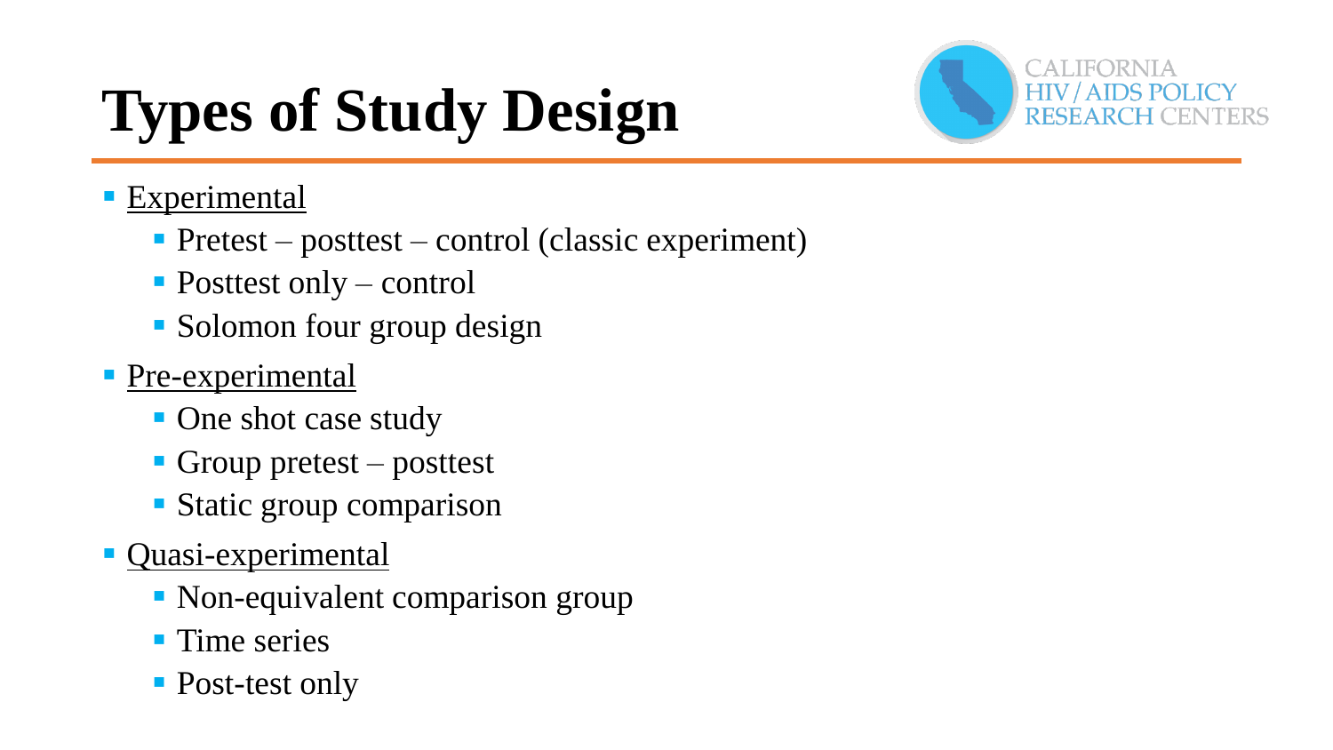# Types of Study Design

- Experimental
  - Pretest – posttest – control (classic experiment)
  - Posttest only – control
  - Solomon four group design
- Pre-experimental
  - One shot case study
  - Group pretest – posttest
  - Static group comparison
- Quasi-experimental
  - Non-equivalent comparison group
  - Time series
  - Post-test only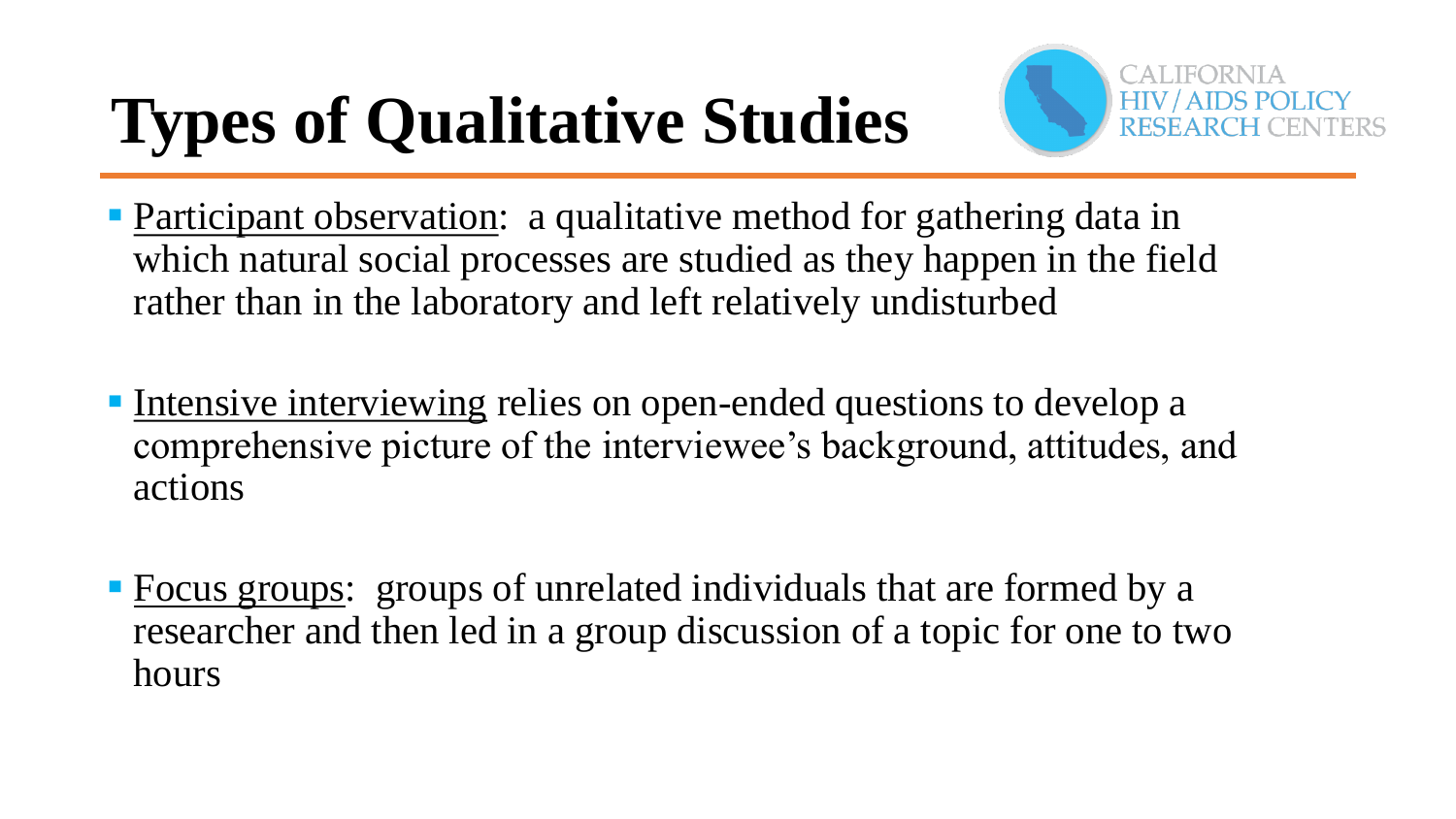# Types of Qualitative Studies

- Participant observation: a qualitative method for gathering data in which natural social processes are studied as they happen in the field rather than in the laboratory and left relatively undisturbed

- Intensive interviewing relies on open-ended questions to develop a comprehensive picture of the interviewee's background, attitudes, and actions

- Focus groups: groups of unrelated individuals that are formed by a researcher and then led in a group discussion of a topic for one to two hours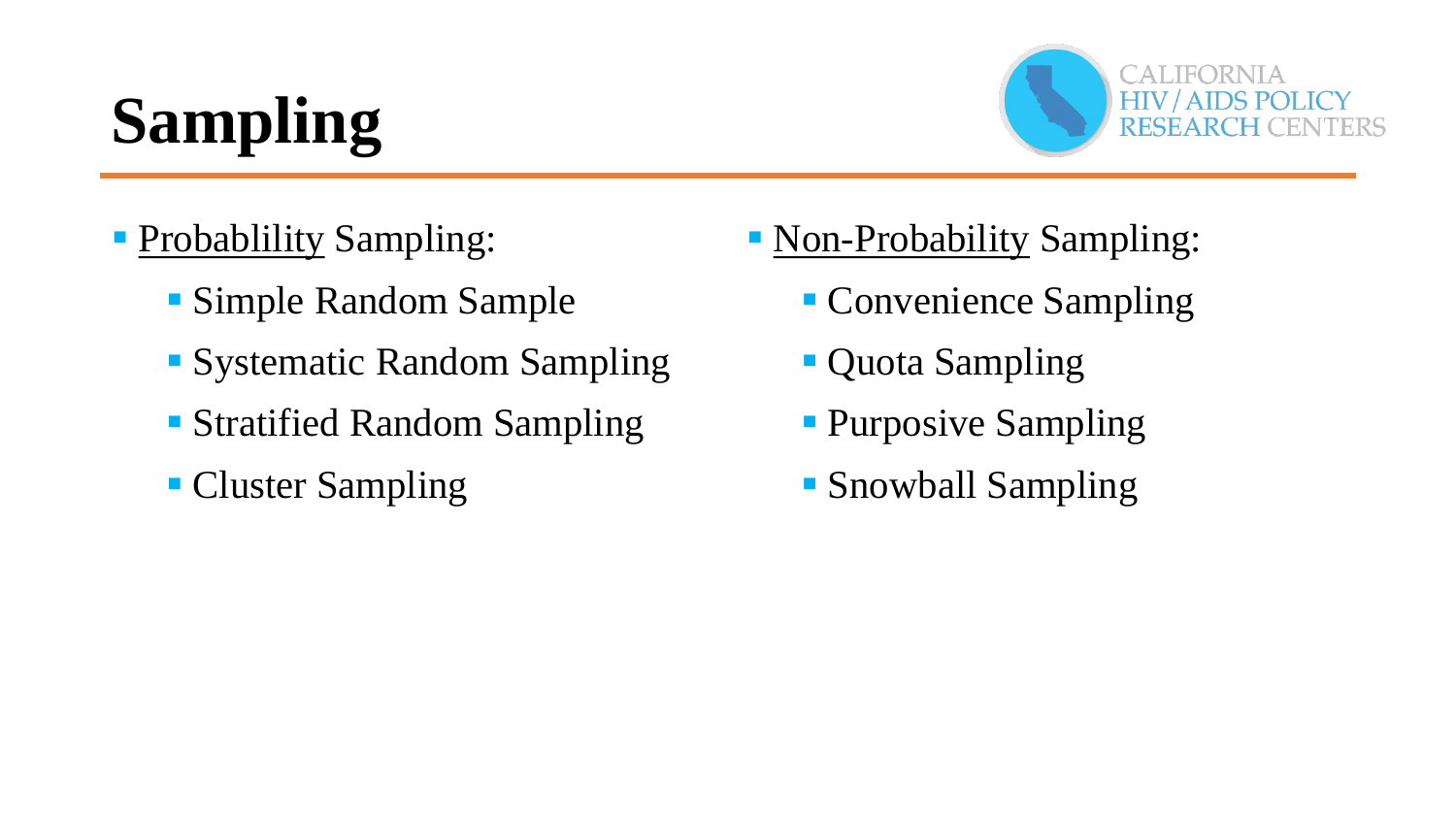# Sampling

- Probablility Sampling:
  - Simple Random Sample
  - Systematic Random Sampling
  - Stratified Random Sampling
  - Cluster Sampling
- Non-Probability Sampling:
  - Convenience Sampling
  - Quota Sampling
  - Purposive Sampling
  - Snowball Sampling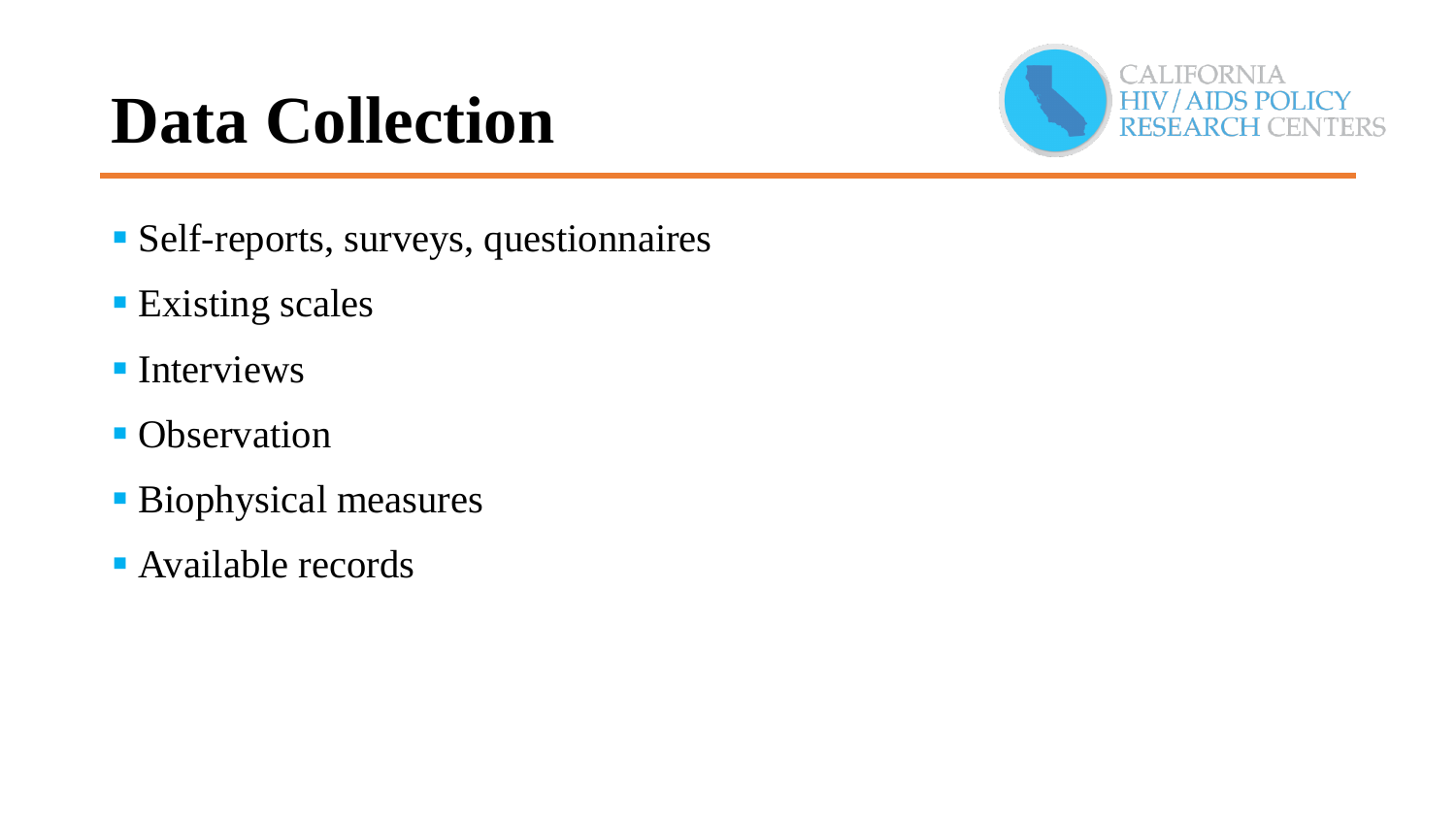# Data Collection

- Self-reports, surveys, questionnaires
- Existing scales
- Interviews
- Observation
- Biophysical measures
- Available records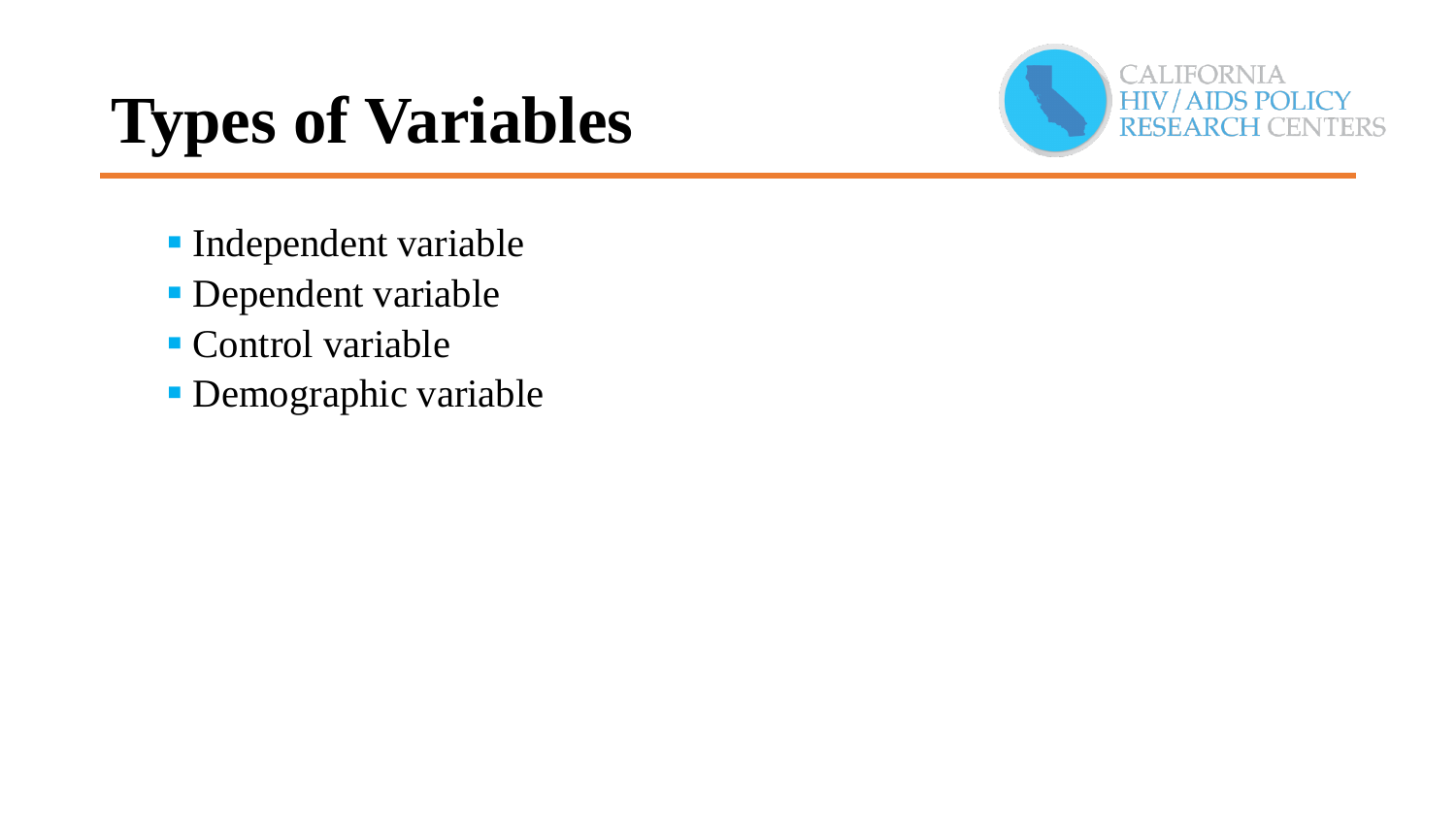# Types of Variables

- Independent variable
- Dependent variable
- Control variable
- Demographic variable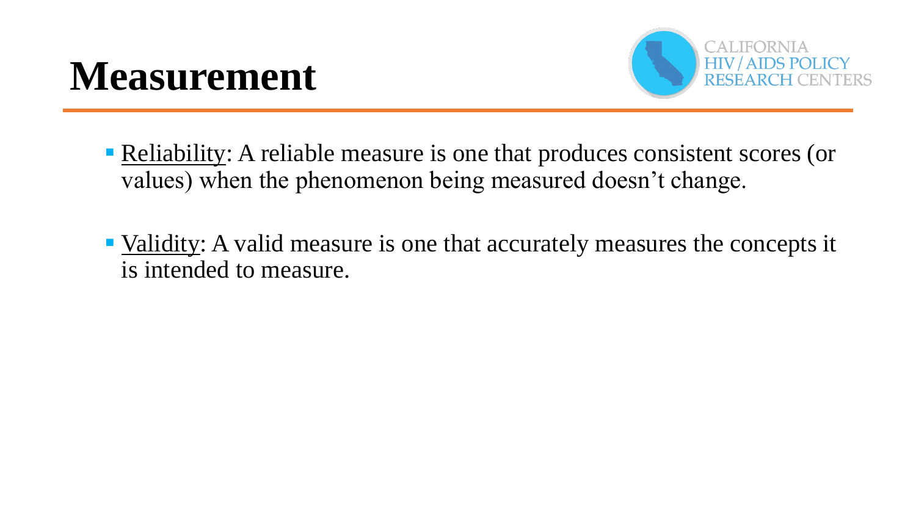# Measurement

- Reliability: A reliable measure is one that produces consistent scores (or values) when the phenomenon being measured doesn't change.
- Validity: A valid measure is one that accurately measures the concepts it is intended to measure.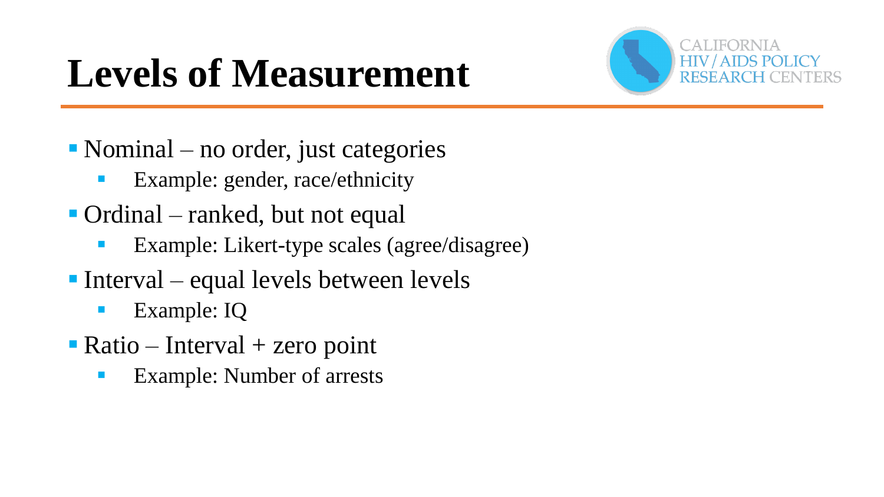# Levels of Measurement

- Nominal – no order, just categories
  - Example: gender, race/ethnicity
- Ordinal – ranked, but not equal
  - Example: Likert-type scales (agree/disagree)
- Interval – equal levels between levels
  - Example: IQ
- Ratio – Interval + zero point
  - Example: Number of arrests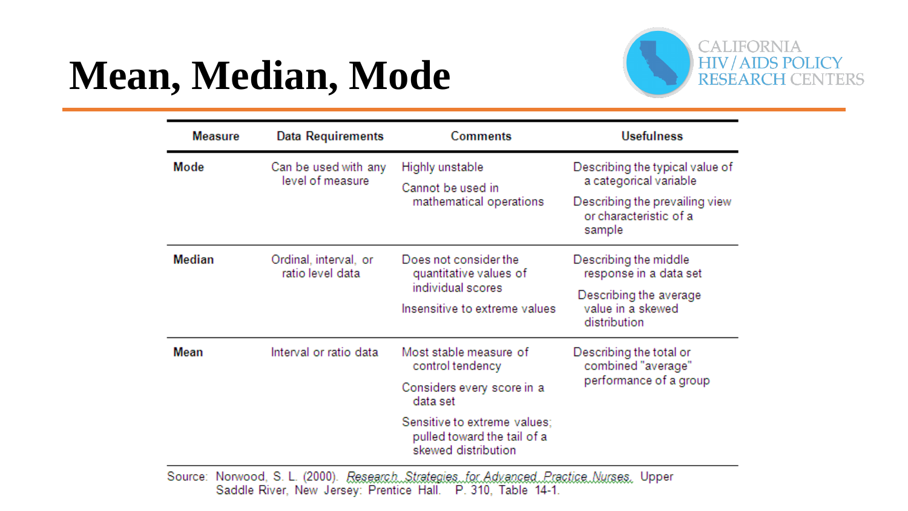# Mean, Median, Mode

| Measure | Data Requirements | Comments | Usefulness |
|---|---|---|---|
| **Mode** | Can be used with any level of measure | Highly unstable<br>Cannot be used in mathematical operations | Describing the typical value of a categorical variable<br>Describing the prevailing view or characteristic of a sample |
| **Median** | Ordinal, interval, or ratio level data | Does not consider the quantitative values of individual scores<br>Insensitive to extreme values | Describing the middle response in a data set<br>Describing the average value in a skewed distribution |
| **Mean** | Interval or ratio data | Most stable measure of control tendency<br>Considers every score in a data set<br>Sensitive to extreme values; pulled toward the tail of a skewed distribution | Describing the total or combined "average" performance of a group |

Source: Norwood, S. L. (2000). *Research Strategies for Advanced Practice Nurses.* Upper Saddle River, New Jersey: Prentice Hall. P. 310, Table 14-1.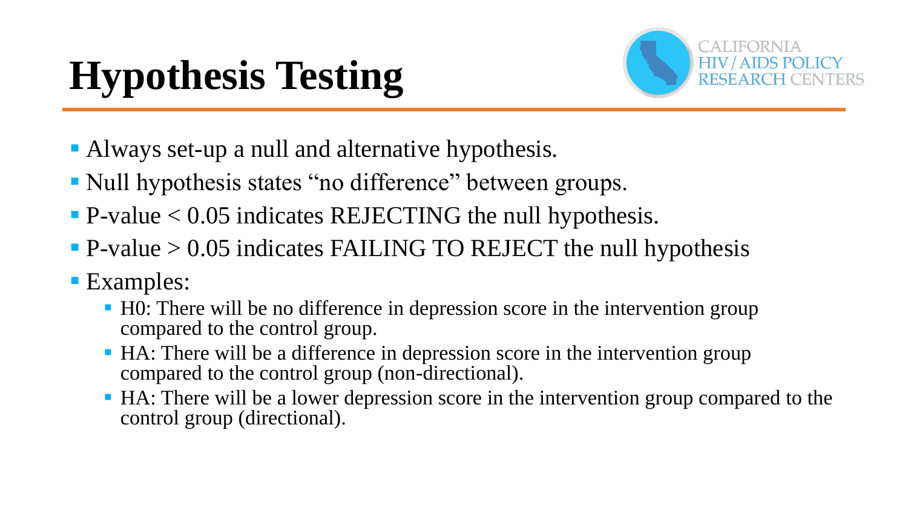# Hypothesis Testing

- Always set-up a null and alternative hypothesis.
- Null hypothesis states "no difference" between groups.
- P-value < 0.05 indicates REJECTING the null hypothesis.
- P-value > 0.05 indicates FAILING TO REJECT the null hypothesis
- Examples:
  - H0: There will be no difference in depression score in the intervention group compared to the control group.
  - HA: There will be a difference in depression score in the intervention group compared to the control group (non-directional).
  - HA: There will be a lower depression score in the intervention group compared to the control group (directional).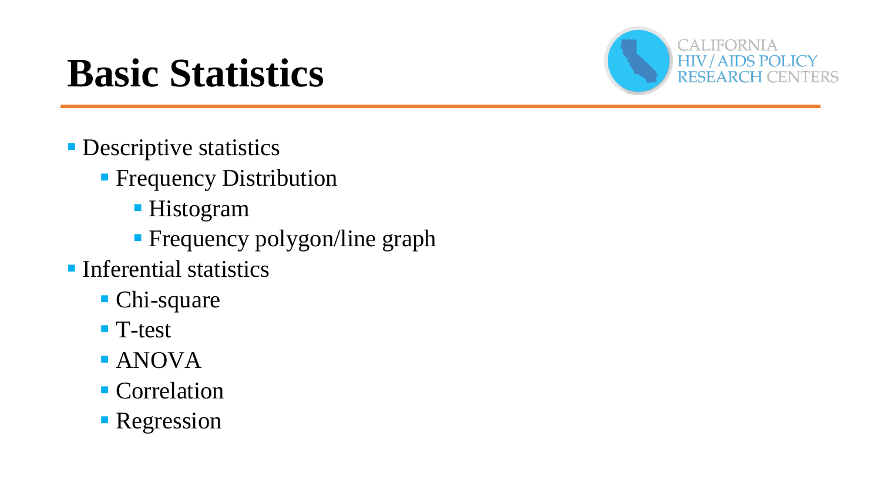# Basic Statistics

- Descriptive statistics
  - Frequency Distribution
    - Histogram
    - Frequency polygon/line graph
- Inferential statistics
  - Chi-square
  - T-test
  - ANOVA
  - Correlation
  - Regression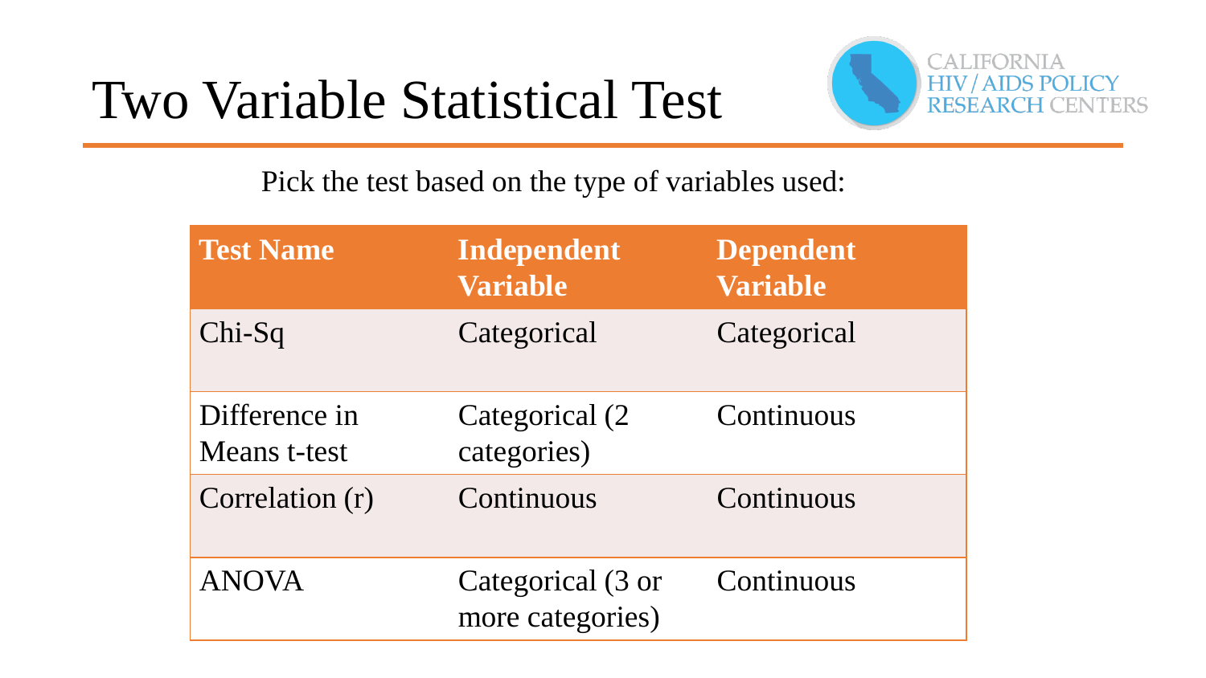# Two Variable Statistical Test

Pick the test based on the type of variables used:

| Test Name | Independent Variable | Dependent Variable |
|---|---|---|
| Chi-Sq | Categorical | Categorical |
| Difference in Means t-test | Categorical (2 categories) | Continuous |
| Correlation (r) | Continuous | Continuous |
| ANOVA | Categorical (3 or more categories) | Continuous |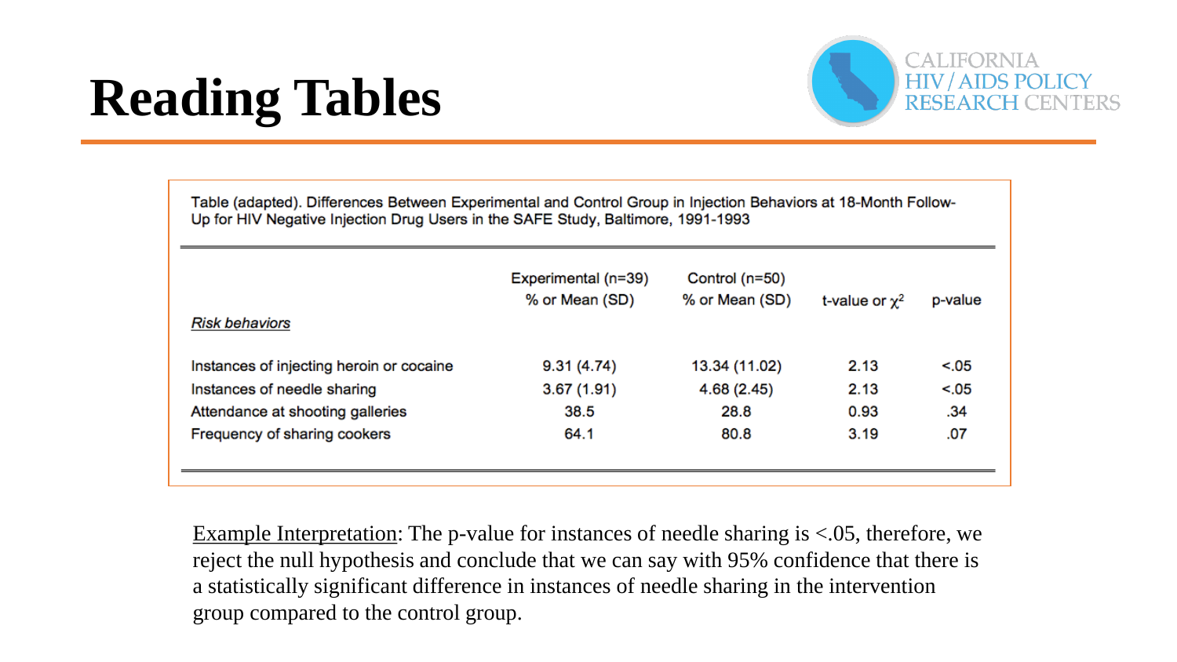# Reading Tables

CALIFORNIA HIV / AIDS POLICY RESEARCH CENTERS

Table (adapted). Differences Between Experimental and Control Group in Injection Behaviors at 18-Month Follow-Up for HIV Negative Injection Drug Users in the SAFE Study, Baltimore, 1991-1993

| *Risk behaviors* | Experimental (n=39) % or Mean (SD) | Control (n=50) % or Mean (SD) | t-value or $\chi^2$ | p-value |
|---|---|---|---|---|
| Instances of injecting heroin or cocaine | 9.31 (4.74) | 13.34 (11.02) | 2.13 | <.05 |
| Instances of needle sharing | 3.67 (1.91) | 4.68 (2.45) | 2.13 | <.05 |
| Attendance at shooting galleries | 38.5 | 28.8 | 0.93 | .34 |
| Frequency of sharing cookers | 64.1 | 80.8 | 3.19 | .07 |

Example Interpretation: The p-value for instances of needle sharing is <.05, therefore, we reject the null hypothesis and conclude that we can say with 95% confidence that there is a statistically significant difference in instances of needle sharing in the intervention group compared to the control group.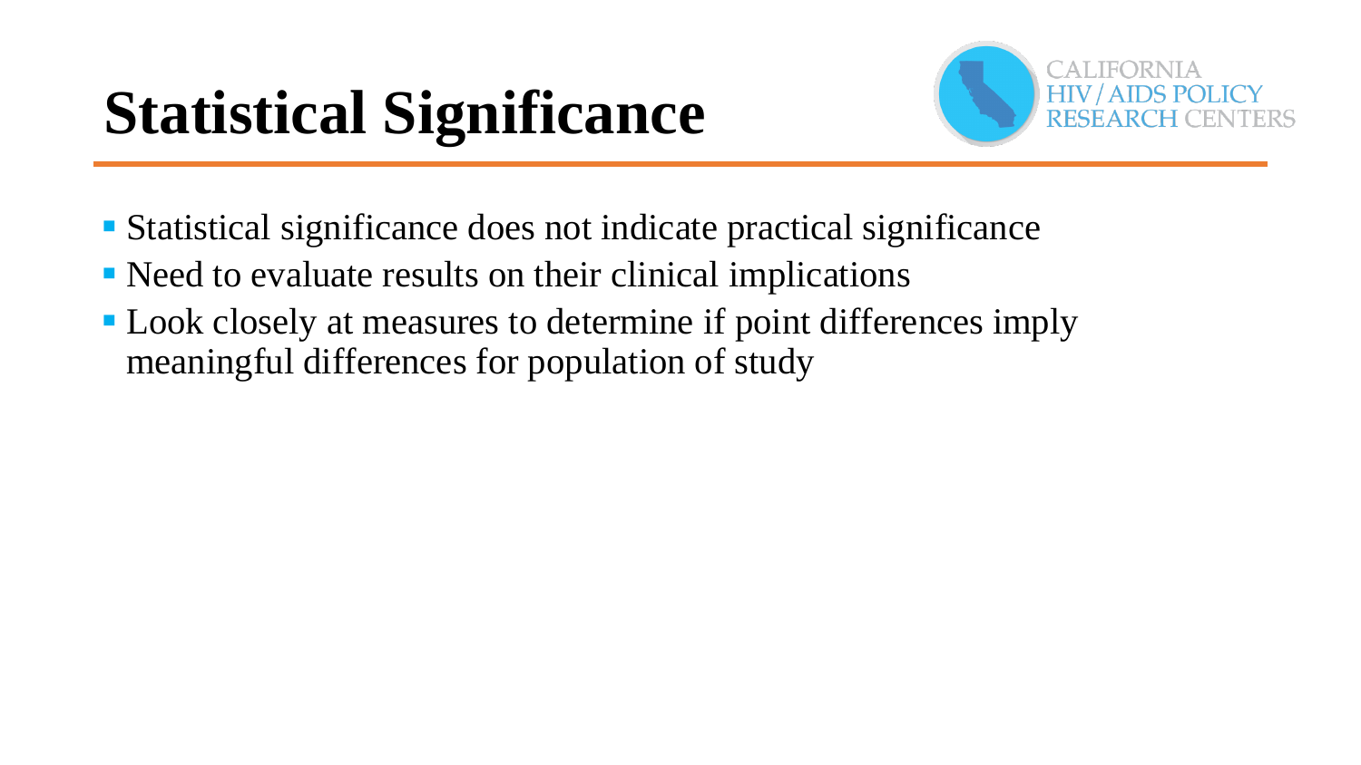# Statistical Significance

- Statistical significance does not indicate practical significance
- Need to evaluate results on their clinical implications
- Look closely at measures to determine if point differences imply meaningful differences for population of study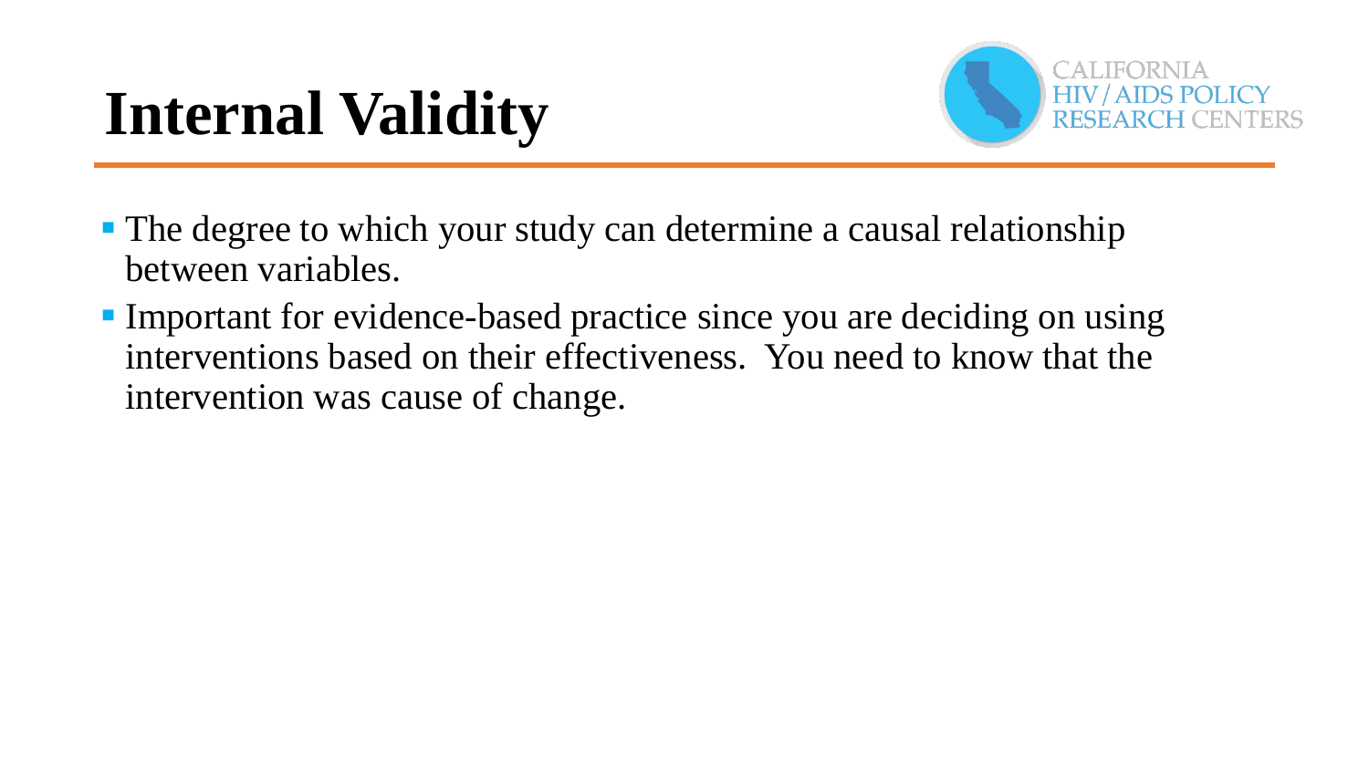# Internal Validity

- The degree to which your study can determine a causal relationship between variables.
- Important for evidence-based practice since you are deciding on using interventions based on their effectiveness. You need to know that the intervention was cause of change.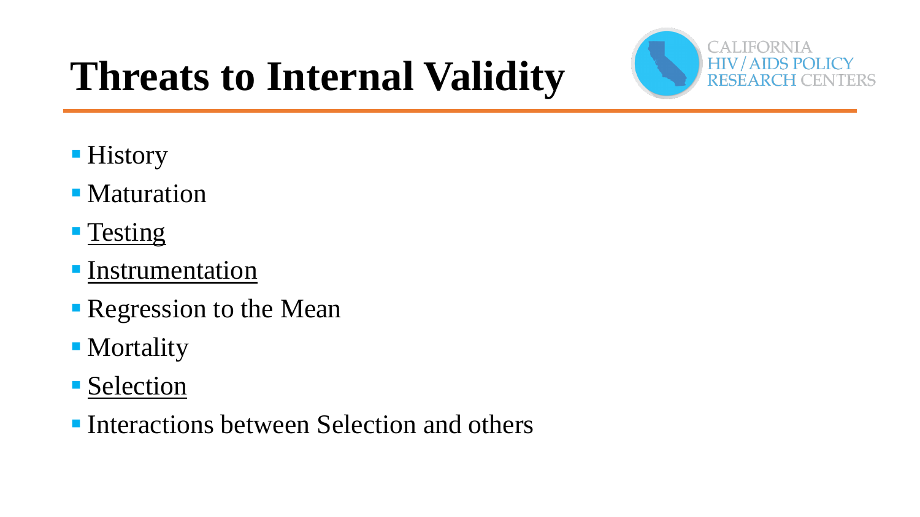# Threats to Internal Validity

- History
- Maturation
- <u>Testing</u>
- <u>Instrumentation</u>
- Regression to the Mean
- Mortality
- <u>Selection</u>
- Interactions between Selection and others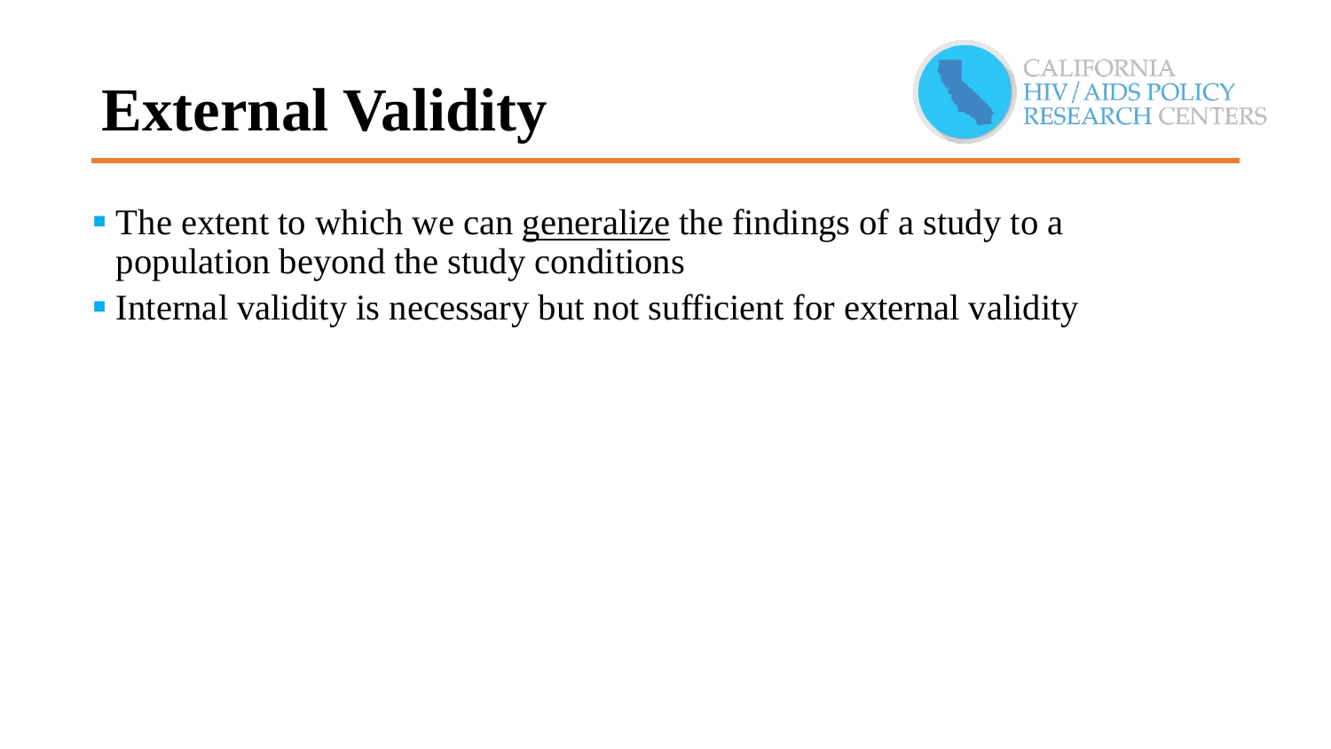# External Validity

- The extent to which we can generalize the findings of a study to a population beyond the study conditions
- Internal validity is necessary but not sufficient for external validity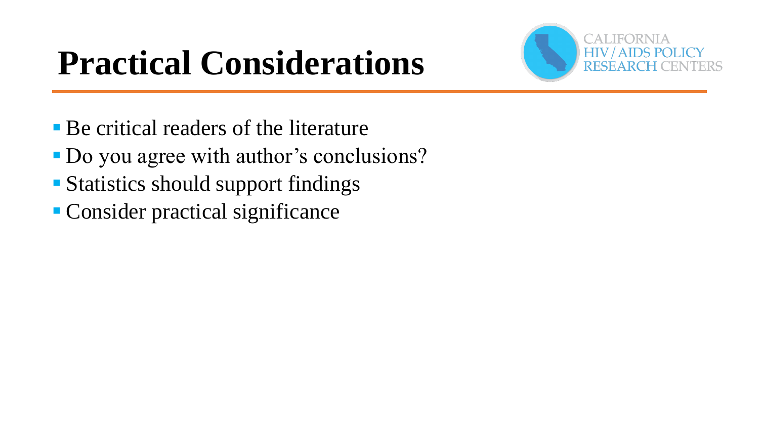# Practical Considerations

- Be critical readers of the literature
- Do you agree with author's conclusions?
- Statistics should support findings
- Consider practical significance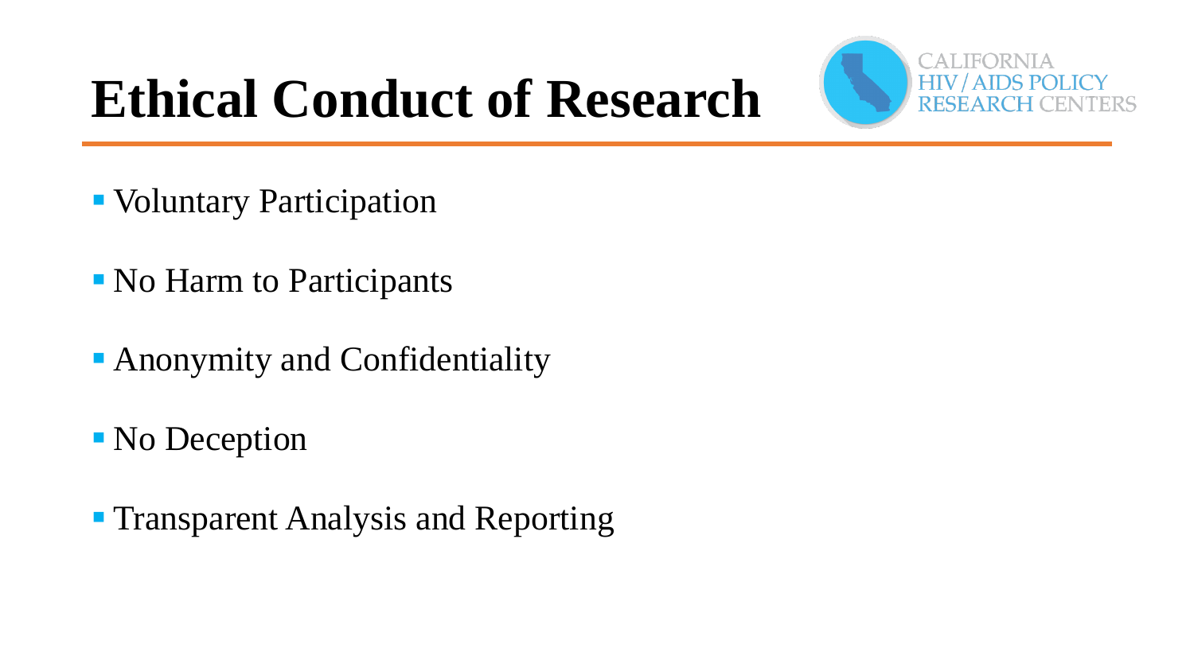# Ethical Conduct of Research

- Voluntary Participation
- No Harm to Participants
- Anonymity and Confidentiality
- No Deception
- Transparent Analysis and Reporting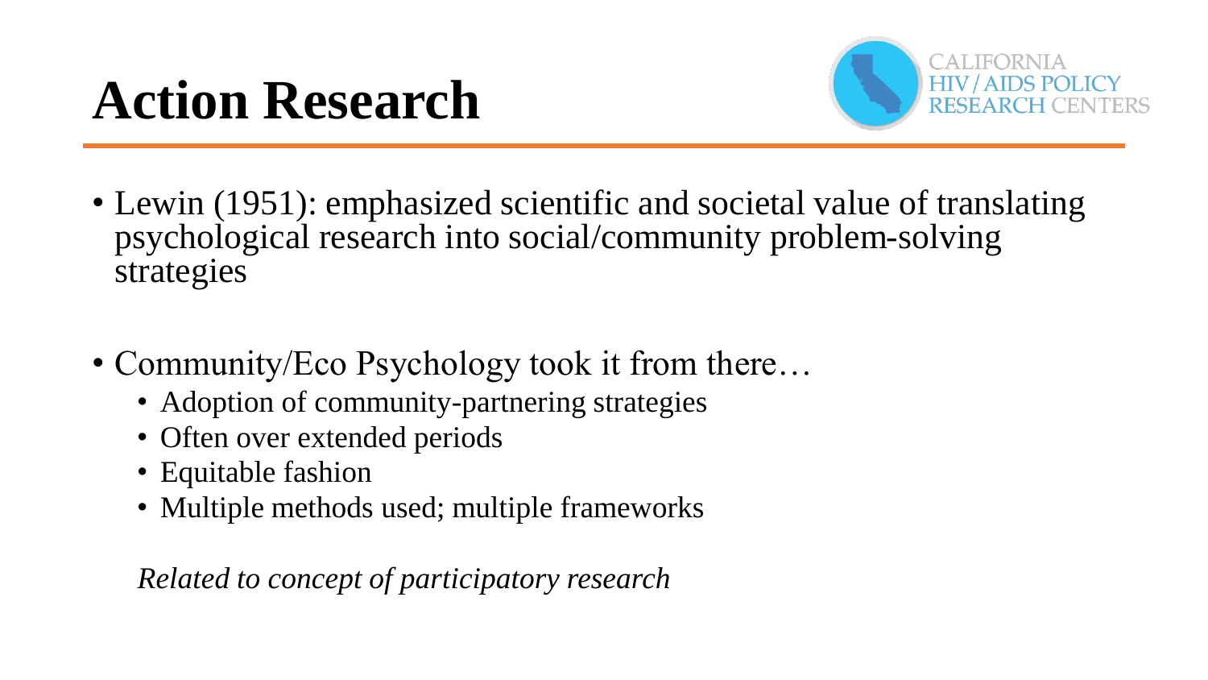# Action Research

- Lewin (1951): emphasized scientific and societal value of translating psychological research into social/community problem-solving strategies

- Community/Eco Psychology took it from there…
  - Adoption of community-partnering strategies
  - Often over extended periods
  - Equitable fashion
  - Multiple methods used; multiple frameworks

*Related to concept of participatory research*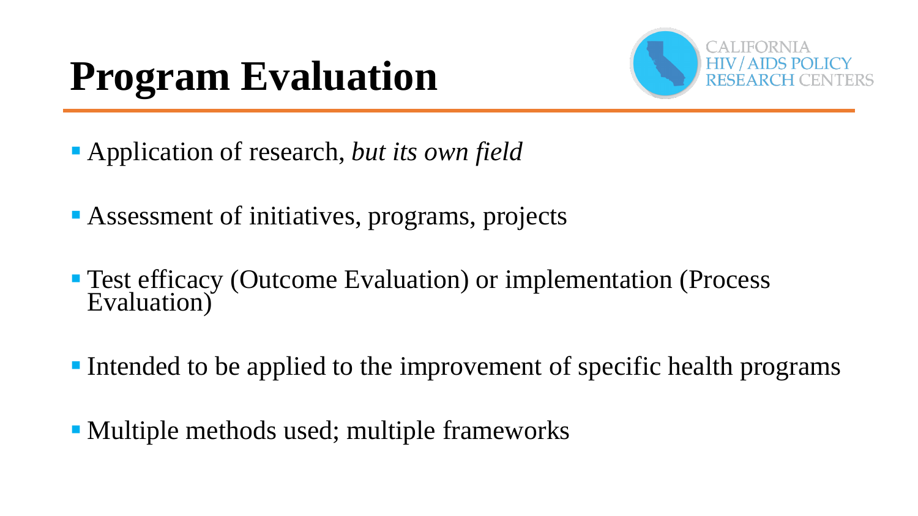# Program Evaluation

- Application of research, *but its own field*
- Assessment of initiatives, programs, projects
- Test efficacy (Outcome Evaluation) or implementation (Process Evaluation)
- Intended to be applied to the improvement of specific health programs
- Multiple methods used; multiple frameworks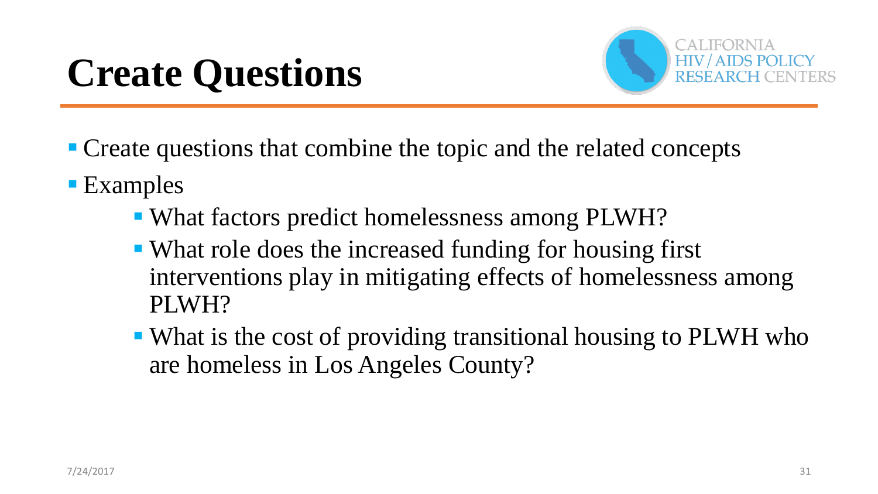# Create Questions

- Create questions that combine the topic and the related concepts
- Examples
  - What factors predict homelessness among PLWH?
  - What role does the increased funding for housing first interventions play in mitigating effects of homelessness among PLWH?
  - What is the cost of providing transitional housing to PLWH who are homeless in Los Angeles County?